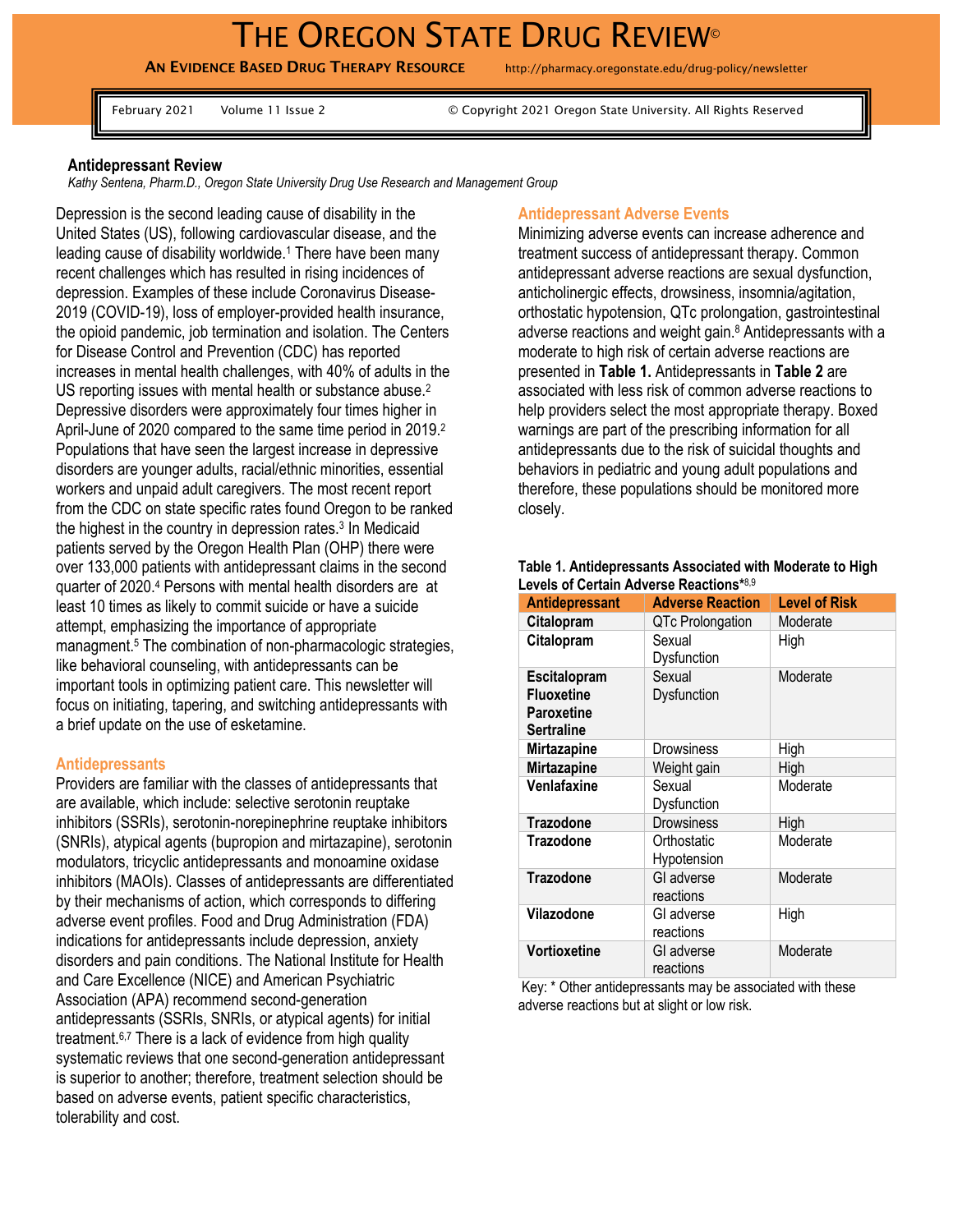# THE OREGON STATE DRUG REVIEW©

**AN EVIDENCE BASED DRUG THERAPY RESOURCE** http://pharmacy.oregonstate.edu/drug-policy/newsletter

February 2021 Volume 11 Issue 2 © Copyright 2021 Oregon State University. All Rights Reserved

## Antidepressant Review

*Kathy Sentena, Pharm.D., Oregon State University Drug Use Research and Management Group*

Depression is the second leading cause of disability in the United States (US), following cardiovascular disease, and the leading cause of disability worldwide.[1] There have been many recent challenges which has resulted in rising incidences of depression. Examples of these include Coronavirus Disease-2019 (COVID-19), loss of employer-provided health insurance, the opioid pandemic, job termination and isolation. The Centers for Disease Control and Prevention (CDC) has reported increases in mental health challenges, with 40% of adults in the US reporting issues with mental health or substance abuse.[2] Depressive disorders were approximately four times higher in April-June of 2020 compared to the same time period in 2019.[2] Populations that have seen the largest increase in depressive disorders are younger adults, racial/ethnic minorities, essential workers and unpaid adult caregivers. The most recent report from the CDC on state specific rates found Oregon to be ranked the highest in the country in depression rates.[3] In Medicaid patients served by the Oregon Health Plan (OHP) there were over 133,000 patients with antidepressant claims in the second quarter of 2020.[4] Persons with mental health disorders are at least 10 times as likely to commit suicide or have a suicide attempt, emphasizing the importance of appropriate managment.[5] The combination of non-pharmacologic strategies, like behavioral counseling, with antidepressants can be important tools in optimizing patient care. This newsletter will focus on initiating, tapering, and switching antidepressants with a brief update on the use of esketamine.

### Antidepressants

Providers are familiar with the classes of antidepressants that are available, which include: selective serotonin reuptake inhibitors (SSRIs), serotonin-norepinephrine reuptake inhibitors (SNRIs), atypical agents (bupropion and mirtazapine), serotonin modulators, tricyclic antidepressants and monoamine oxidase inhibitors (MAOIs). Classes of antidepressants are differentiated by their mechanisms of action, which corresponds to differing adverse event profiles. Food and Drug Administration (FDA) indications for antidepressants include depression, anxiety disorders and pain conditions. The National Institute for Health and Care Excellence (NICE) and American Psychiatric Association (APA) recommend second-generation antidepressants (SSRIs, SNRIs, or atypical agents) for initial treatment.[6,7] There is a lack of evidence from high quality systematic reviews that one second-generation antidepressant is superior to another; therefore, treatment selection should be based on adverse events, patient specific characteristics, tolerability and cost.

### Antidepressant Adverse Events

Minimizing adverse events can increase adherence and treatment success of antidepressant therapy. Common antidepressant adverse reactions are sexual dysfunction, anticholinergic effects, drowsiness, insomnia/agitation, orthostatic hypotension, QTc prolongation, gastrointestinal adverse reactions and weight gain.[8] Antidepressants with a moderate to high risk of certain adverse reactions are presented in **Table 1.** Antidepressants in **Table 2** are associated with less risk of common adverse reactions to help providers select the most appropriate therapy. Boxed warnings are part of the prescribing information for all antidepressants due to the risk of suicidal thoughts and behaviors in pediatric and young adult populations and therefore, these populations should be monitored more closely.

**Table 1. Antidepressants Associated with Moderate to High Levels of Certain Adverse Reactions***[8,9]

| Antidepressant | Adverse Reaction | Level of Risk |
|---|---|---|
| **Citalopram** | QTc Prolongation | Moderate |
| **Citalopram** | Sexual Dysfunction | High |
| **Escitalopram**<br>**Fluoxetine**<br>**Paroxetine**<br>**Sertraline** | Sexual Dysfunction | Moderate |
| **Mirtazapine** | Drowsiness | High |
| **Mirtazapine** | Weight gain | High |
| **Venlafaxine** | Sexual Dysfunction | Moderate |
| **Trazodone** | Drowsiness | High |
| **Trazodone** | Orthostatic Hypotension | Moderate |
| **Trazodone** | GI adverse reactions | Moderate |
| **Vilazodone** | GI adverse reactions | High |
| **Vortioxetine** | GI adverse reactions | Moderate |

Key: * Other antidepressants may be associated with these adverse reactions but at slight or low risk.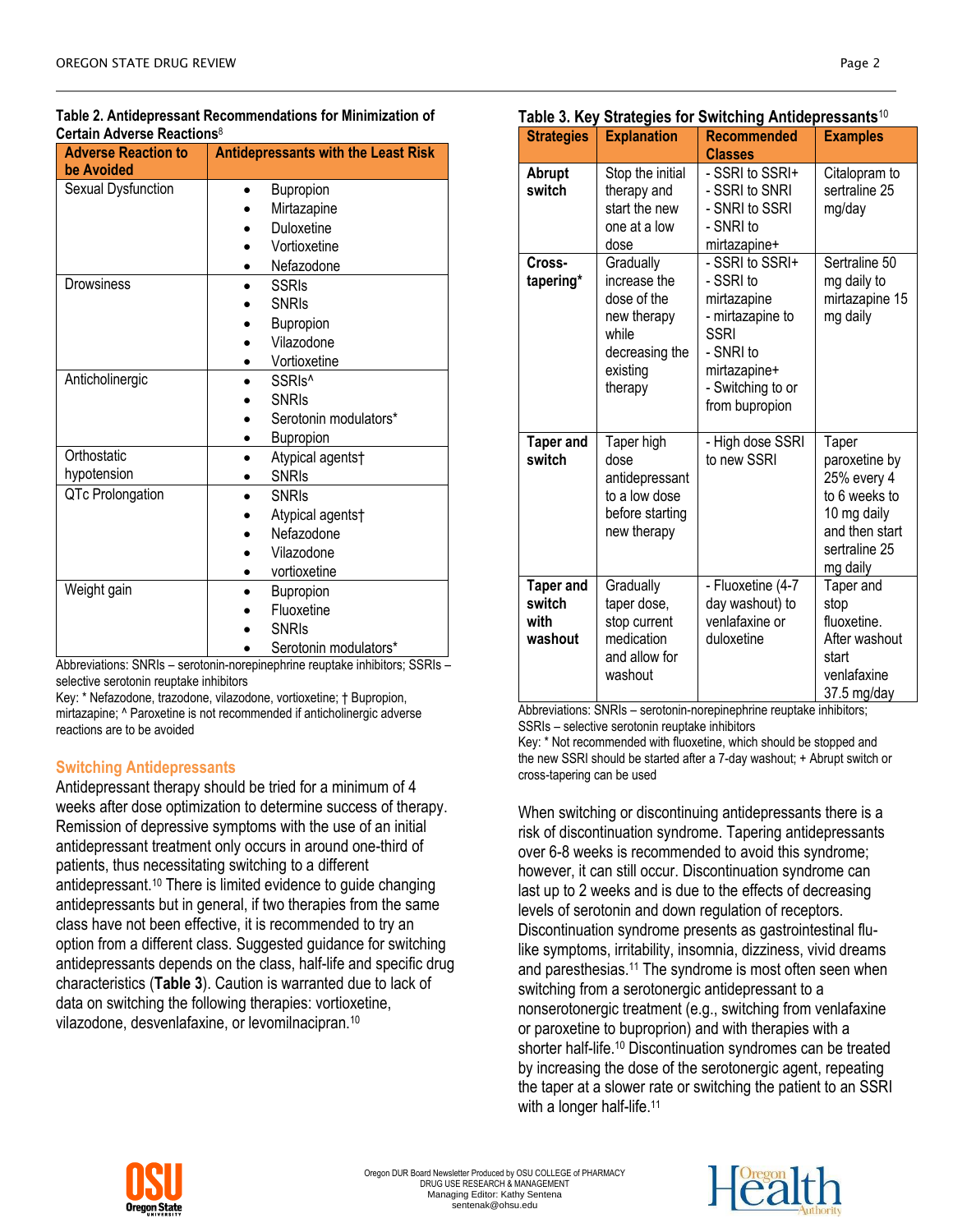**Table 2. Antidepressant Recommendations for Minimization of Certain Adverse Reactions**[8]

| Adverse Reaction to be Avoided | Antidepressants with the Least Risk |
|---|---|
| Sexual Dysfunction | • Bupropion<br>• Mirtazapine<br>• Duloxetine<br>• Vortioxetine<br>• Nefazodone |
| Drowsiness | • SSRIs<br>• SNRIs<br>• Bupropion<br>• Vilazodone<br>• Vortioxetine |
| Anticholinergic | • SSRIs^<br>• SNRIs<br>• Serotonin modulators*<br>• Bupropion |
| Orthostatic hypotension | • Atypical agents†<br>• SNRIs |
| QTc Prolongation | • SNRIs<br>• Atypical agents†<br>• Nefazodone<br>• Vilazodone<br>• vortioxetine |
| Weight gain | • Bupropion<br>• Fluoxetine<br>• SNRIs<br>• Serotonin modulators* |

Abbreviations: SNRIs – serotonin-norepinephrine reuptake inhibitors; SSRIs – selective serotonin reuptake inhibitors

Key: * Nefazodone, trazodone, vilazodone, vortioxetine; † Bupropion, mirtazapine; ^ Paroxetine is not recommended if anticholinergic adverse reactions are to be avoided

## Switching Antidepressants

Antidepressant therapy should be tried for a minimum of 4 weeks after dose optimization to determine success of therapy. Remission of depressive symptoms with the use of an initial antidepressant treatment only occurs in around one-third of patients, thus necessitating switching to a different antidepressant.[10] There is limited evidence to guide changing antidepressants but in general, if two therapies from the same class have not been effective, it is recommended to try an option from a different class. Suggested guidance for switching antidepressants depends on the class, half-life and specific drug characteristics (**Table 3**). Caution is warranted due to lack of data on switching the following therapies: vortioxetine, vilazodone, desvenlafaxine, or levomilnacipran.[10]

**Table 3. Key Strategies for Switching Antidepressants**[10]

| Strategies | Explanation | Recommended Classes | Examples |
|---|---|---|---|
| **Abrupt switch** | Stop the initial therapy and start the new one at a low dose | - SSRI to SSRI+<br>- SSRI to SNRI<br>- SNRI to SSRI<br>- SNRI to mirtazapine+ | Citalopram to sertraline 25 mg/day |
| **Cross-tapering*** | Gradually increase the dose of the new therapy while decreasing the existing therapy | - SSRI to SSRI+<br>- SSRI to mirtazapine<br>- mirtazapine to SSRI<br>- SNRI to mirtazapine+<br>- Switching to or from bupropion | Sertraline 50 mg daily to mirtazapine 15 mg daily |
| **Taper and switch** | Taper high dose antidepressant to a low dose before starting new therapy | - High dose SSRI to new SSRI | Taper paroxetine by 25% every 4 to 6 weeks to 10 mg daily and then start sertraline 25 mg daily |
| **Taper and switch with washout** | Gradually taper dose, stop current medication and allow for washout | - Fluoxetine (4-7 day washout) to venlafaxine or duloxetine | Taper and stop fluoxetine. After washout start venlafaxine 37.5 mg/day |

Abbreviations: SNRIs – serotonin-norepinephrine reuptake inhibitors; SSRIs – selective serotonin reuptake inhibitors

Key: * Not recommended with fluoxetine, which should be stopped and the new SSRI should be started after a 7-day washout; + Abrupt switch or cross-tapering can be used

When switching or discontinuing antidepressants there is a risk of discontinuation syndrome. Tapering antidepressants over 6-8 weeks is recommended to avoid this syndrome; however, it can still occur. Discontinuation syndrome can last up to 2 weeks and is due to the effects of decreasing levels of serotonin and down regulation of receptors. Discontinuation syndrome presents as gastrointestinal flu-like symptoms, irritability, insomnia, dizziness, vivid dreams and paresthesias.[11] The syndrome is most often seen when switching from a serotonergic antidepressant to a nonserotonergic treatment (e.g., switching from venlafaxine or paroxetine to buproprion) and with therapies with a shorter half-life.[10] Discontinuation syndromes can be treated by increasing the dose of the serotonergic agent, repeating the taper at a slower rate or switching the patient to an SSRI with a longer half-life.[11]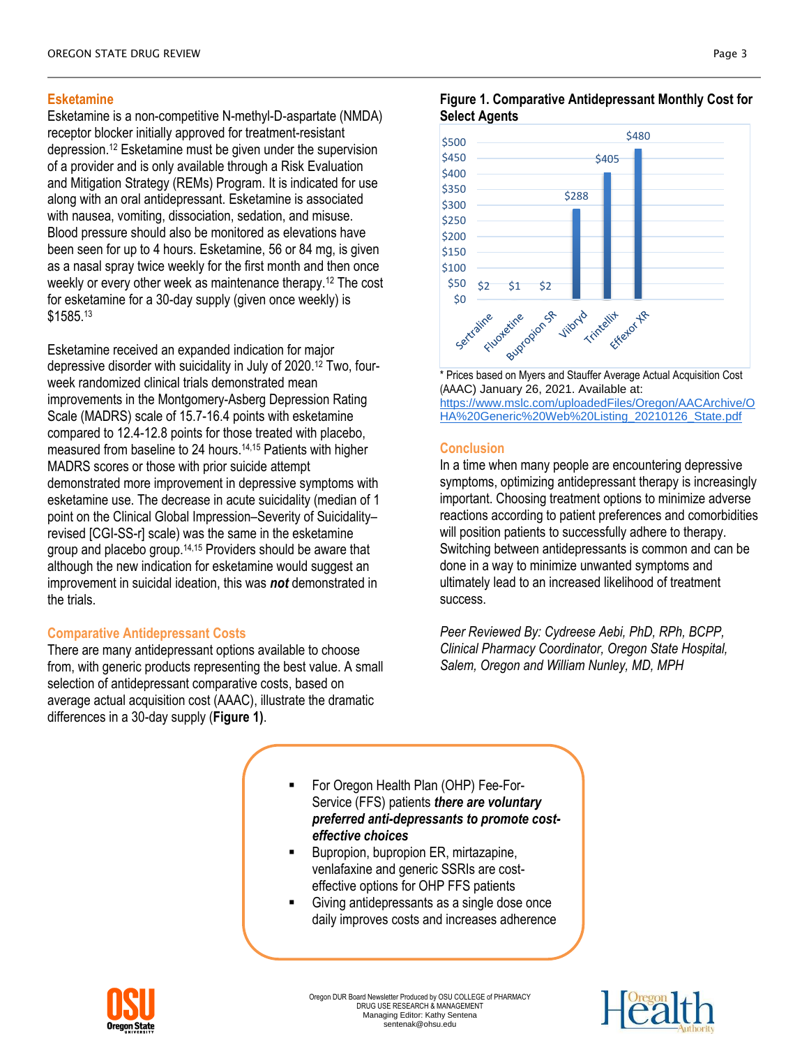## Esketamine

Esketamine is a non-competitive N-methyl-D-aspartate (NMDA) receptor blocker initially approved for treatment-resistant depression.[12] Esketamine must be given under the supervision of a provider and is only available through a Risk Evaluation and Mitigation Strategy (REMs) Program. It is indicated for use along with an oral antidepressant. Esketamine is associated with nausea, vomiting, dissociation, sedation, and misuse. Blood pressure should also be monitored as elevations have been seen for up to 4 hours. Esketamine, 56 or 84 mg, is given as a nasal spray twice weekly for the first month and then once weekly or every other week as maintenance therapy.[12] The cost for esketamine for a 30-day supply (given once weekly) is $1585.[13]

Esketamine received an expanded indication for major depressive disorder with suicidality in July of 2020.[12] Two, four-week randomized clinical trials demonstrated mean improvements in the Montgomery-Asberg Depression Rating Scale (MADRS) scale of 15.7-16.4 points with esketamine compared to 12.4-12.8 points for those treated with placebo, measured from baseline to 24 hours.[14,15] Patients with higher MADRS scores or those with prior suicide attempt demonstrated more improvement in depressive symptoms with esketamine use. The decrease in acute suicidality (median of 1 point on the Clinical Global Impression–Severity of Suicidality–revised [CGI-SS-r] scale) was the same in the esketamine group and placebo group.[14,15] Providers should be aware that although the new indication for esketamine would suggest an improvement in suicidal ideation, this was ***not*** demonstrated in the trials.

## Comparative Antidepressant Costs

There are many antidepressant options available to choose from, with generic products representing the best value. A small selection of antidepressant comparative costs, based on average actual acquisition cost (AAAC), illustrate the dramatic differences in a 30-day supply (**Figure 1**).

**Figure 1. Comparative Antidepressant Monthly Cost for Select Agents**

| Agent | Monthly Cost |
| --- | --- |
| Sertraline | $2 |
| Fluoxetine | $1 |
| Bupropion SR | $2 |
| Viibryd | $288 |
| Trintellix | $405 |
| Effexor XR | $480 |

\* Prices based on Myers and Stauffer Average Actual Acquisition Cost (AAAC) January 26, 2021. Available at: https://www.mslc.com/uploadedFiles/Oregon/AACArchive/OHA%20Generic%20Web%20Listing_20210126_State.pdf

## Conclusion

In a time when many people are encountering depressive symptoms, optimizing antidepressant therapy is increasingly important. Choosing treatment options to minimize adverse reactions according to patient preferences and comorbidities will position patients to successfully adhere to therapy. Switching between antidepressants is common and can be done in a way to minimize unwanted symptoms and ultimately lead to an increased likelihood of treatment success.

*Peer Reviewed By: Cydreese Aebi, PhD, RPh, BCPP, Clinical Pharmacy Coordinator, Oregon State Hospital, Salem, Oregon and William Nunley, MD, MPH*

- For Oregon Health Plan (OHP) Fee-For-Service (FFS) patients ***there are voluntary preferred anti-depressants to promote cost-effective choices***
- Bupropion, bupropion ER, mirtazapine, venlafaxine and generic SSRIs are cost-effective options for OHP FFS patients
- Giving antidepressants as a single dose once daily improves costs and increases adherence

Oregon DUR Board Newsletter Produced by OSU COLLEGE of PHARMACY DRUG USE RESEARCH & MANAGEMENT
Managing Editor: Kathy Sentena
sentenak@ohsu.edu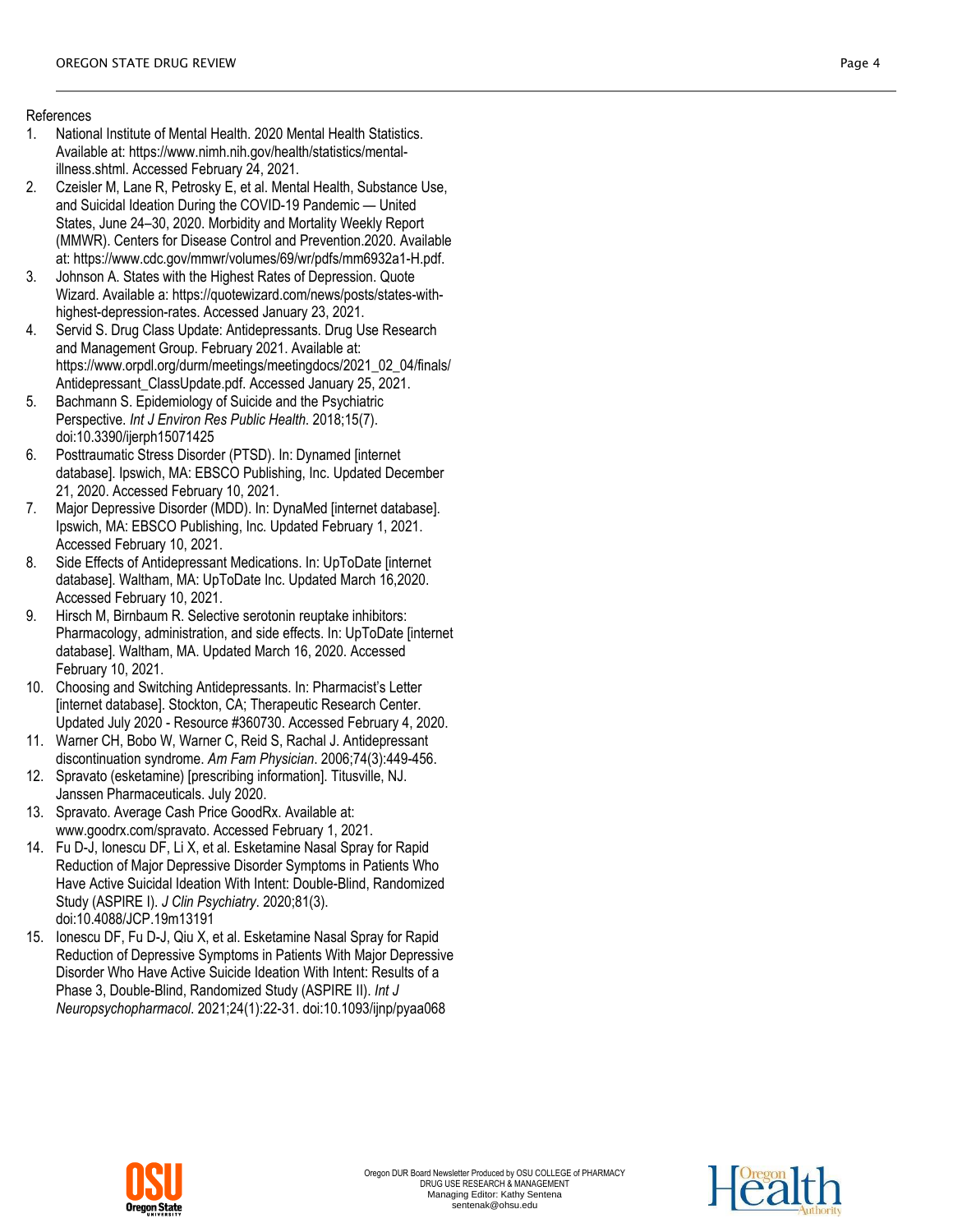References

1. National Institute of Mental Health. 2020 Mental Health Statistics. Available at: https://www.nimh.nih.gov/health/statistics/mental-illness.shtml. Accessed February 24, 2021.
2. Czeisler M, Lane R, Petrosky E, et al. Mental Health, Substance Use, and Suicidal Ideation During the COVID-19 Pandemic — United States, June 24–30, 2020. Morbidity and Mortality Weekly Report (MMWR). Centers for Disease Control and Prevention.2020. Available at: https://www.cdc.gov/mmwr/volumes/69/wr/pdfs/mm6932a1-H.pdf.
3. Johnson A. States with the Highest Rates of Depression. Quote Wizard. Available a: https://quotewizard.com/news/posts/states-with-highest-depression-rates. Accessed January 23, 2021.
4. Servid S. Drug Class Update: Antidepressants. Drug Use Research and Management Group. February 2021. Available at: https://www.orpdl.org/durm/meetings/meetingdocs/2021_02_04/finals/Antidepressant_ClassUpdate.pdf. Accessed January 25, 2021.
5. Bachmann S. Epidemiology of Suicide and the Psychiatric Perspective. *Int J Environ Res Public Health*. 2018;15(7). doi:10.3390/ijerph15071425
6. Posttraumatic Stress Disorder (PTSD). In: Dynamed [internet database]. Ipswich, MA: EBSCO Publishing, Inc. Updated December 21, 2020. Accessed February 10, 2021.
7. Major Depressive Disorder (MDD). In: DynaMed [internet database]. Ipswich, MA: EBSCO Publishing, Inc. Updated February 1, 2021. Accessed February 10, 2021.
8. Side Effects of Antidepressant Medications. In: UpToDate [internet database]. Waltham, MA: UpToDate Inc. Updated March 16,2020. Accessed February 10, 2021.
9. Hirsch M, Birnbaum R. Selective serotonin reuptake inhibitors: Pharmacology, administration, and side effects. In: UpToDate [internet database]. Waltham, MA. Updated March 16, 2020. Accessed February 10, 2021.
10. Choosing and Switching Antidepressants. In: Pharmacist's Letter [internet database]. Stockton, CA; Therapeutic Research Center. Updated July 2020 - Resource #360730. Accessed February 4, 2020.
11. Warner CH, Bobo W, Warner C, Reid S, Rachal J. Antidepressant discontinuation syndrome. *Am Fam Physician*. 2006;74(3):449-456.
12. Spravato (esketamine) [prescribing information]. Titusville, NJ. Janssen Pharmaceuticals. July 2020.
13. Spravato. Average Cash Price GoodRx. Available at: www.goodrx.com/spravato. Accessed February 1, 2021.
14. Fu D-J, Ionescu DF, Li X, et al. Esketamine Nasal Spray for Rapid Reduction of Major Depressive Disorder Symptoms in Patients Who Have Active Suicidal Ideation With Intent: Double-Blind, Randomized Study (ASPIRE I). *J Clin Psychiatry*. 2020;81(3). doi:10.4088/JCP.19m13191
15. Ionescu DF, Fu D-J, Qiu X, et al. Esketamine Nasal Spray for Rapid Reduction of Depressive Symptoms in Patients With Major Depressive Disorder Who Have Active Suicide Ideation With Intent: Results of a Phase 3, Double-Blind, Randomized Study (ASPIRE II). *Int J Neuropsychopharmacol*. 2021;24(1):22-31. doi:10.1093/ijnp/pyaa068

Oregon DUR Board Newsletter Produced by OSU COLLEGE of PHARMACY DRUG USE RESEARCH & MANAGEMENT
Managing Editor: Kathy Sentena
sentenak@ohsu.edu